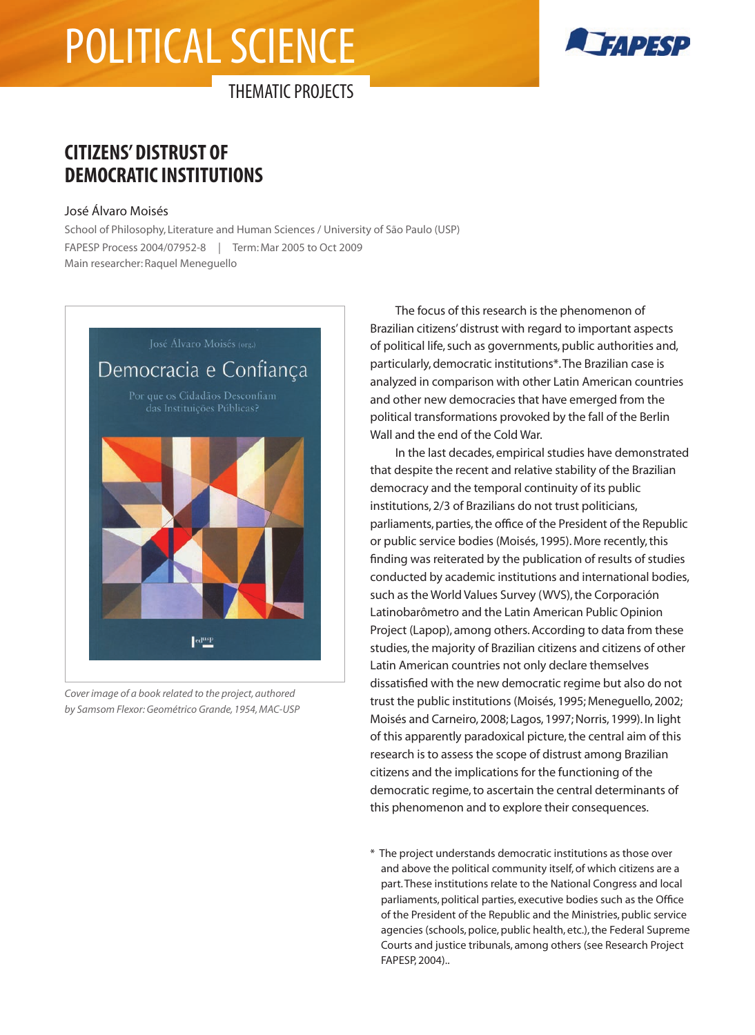# POLITICAL SCIENCE

THEMATIC PROJECTS

## CITIZENS' DISTRUST OF DEMOCRATIC INSTITUTIONS

José Álvaro Moisés

School of Philosophy, Literature and Human Sciences / University of São Paulo (USP)

FAPESP Process 2004/07952-8 | Term: Mar 2005 to Oct 2009

Main researcher: Raquel Meneguello

*Cover image of a book related to the project, authored by Samsom Flexor: Geométrico Grande, 1954, MAC-USP*

The focus of this research is the phenomenon of Brazilian citizens' distrust with regard to important aspects of political life, such as governments, public authorities and, particularly, democratic institutions*. The Brazilian case is analyzed in comparison with other Latin American countries and other new democracies that have emerged from the political transformations provoked by the fall of the Berlin Wall and the end of the Cold War.

In the last decades, empirical studies have demonstrated that despite the recent and relative stability of the Brazilian democracy and the temporal continuity of its public institutions, 2/3 of Brazilians do not trust politicians, parliaments, parties, the office of the President of the Republic or public service bodies (Moisés, 1995). More recently, this finding was reiterated by the publication of results of studies conducted by academic institutions and international bodies, such as the World Values Survey (WVS), the Corporación Latinobarômetro and the Latin American Public Opinion Project (Lapop), among others. According to data from these studies, the majority of Brazilian citizens and citizens of other Latin American countries not only declare themselves dissatisfied with the new democratic regime but also do not trust the public institutions (Moisés, 1995; Meneguello, 2002; Moisés and Carneiro, 2008; Lagos, 1997; Norris, 1999). In light of this apparently paradoxical picture, the central aim of this research is to assess the scope of distrust among Brazilian citizens and the implications for the functioning of the democratic regime, to ascertain the central determinants of this phenomenon and to explore their consequences.

\* The project understands democratic institutions as those over and above the political community itself, of which citizens are a part. These institutions relate to the National Congress and local parliaments, political parties, executive bodies such as the Office of the President of the Republic and the Ministries, public service agencies (schools, police, public health, etc.), the Federal Supreme Courts and justice tribunals, among others (see Research Project FAPESP, 2004)..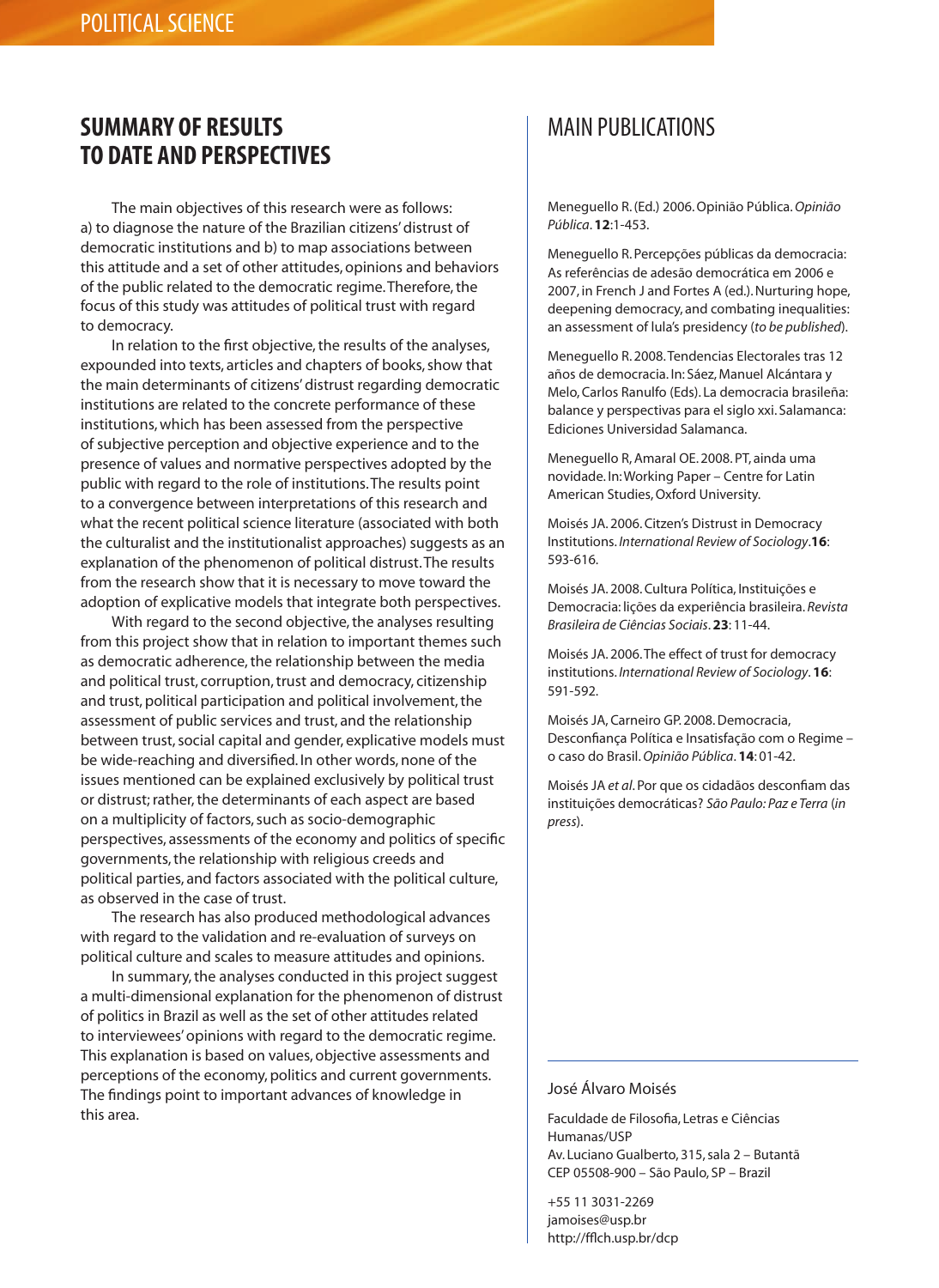## SUMMARY OF RESULTS TO DATE AND PERSPECTIVES

The main objectives of this research were as follows: a) to diagnose the nature of the Brazilian citizens' distrust of democratic institutions and b) to map associations between this attitude and a set of other attitudes, opinions and behaviors of the public related to the democratic regime. Therefore, the focus of this study was attitudes of political trust with regard to democracy.

In relation to the first objective, the results of the analyses, expounded into texts, articles and chapters of books, show that the main determinants of citizens' distrust regarding democratic institutions are related to the concrete performance of these institutions, which has been assessed from the perspective of subjective perception and objective experience and to the presence of values and normative perspectives adopted by the public with regard to the role of institutions. The results point to a convergence between interpretations of this research and what the recent political science literature (associated with both the culturalist and the institutionalist approaches) suggests as an explanation of the phenomenon of political distrust. The results from the research show that it is necessary to move toward the adoption of explicative models that integrate both perspectives.

With regard to the second objective, the analyses resulting from this project show that in relation to important themes such as democratic adherence, the relationship between the media and political trust, corruption, trust and democracy, citizenship and trust, political participation and political involvement, the assessment of public services and trust, and the relationship between trust, social capital and gender, explicative models must be wide-reaching and diversified. In other words, none of the issues mentioned can be explained exclusively by political trust or distrust; rather, the determinants of each aspect are based on a multiplicity of factors, such as socio-demographic perspectives, assessments of the economy and politics of specific governments, the relationship with religious creeds and political parties, and factors associated with the political culture, as observed in the case of trust.

The research has also produced methodological advances with regard to the validation and re-evaluation of surveys on political culture and scales to measure attitudes and opinions.

In summary, the analyses conducted in this project suggest a multi-dimensional explanation for the phenomenon of distrust of politics in Brazil as well as the set of other attitudes related to interviewees' opinions with regard to the democratic regime. This explanation is based on values, objective assessments and perceptions of the economy, politics and current governments. The findings point to important advances of knowledge in this area.

## MAIN PUBLICATIONS

Meneguello R. (Ed.) 2006. Opinião Pública. *Opinião Pública*. **12**:1-453.

Meneguello R. Percepções públicas da democracia: As referências de adesão democrática em 2006 e 2007, in French J and Fortes A (ed.). Nurturing hope, deepening democracy, and combating inequalities: an assessment of lula's presidency (*to be published*).

Meneguello R. 2008. Tendencias Electorales tras 12 años de democracia. In: Sáez, Manuel Alcántara y Melo, Carlos Ranulfo (Eds). La democracia brasileña: balance y perspectivas para el siglo xxi. Salamanca: Ediciones Universidad Salamanca.

Meneguello R, Amaral OE. 2008. PT, ainda uma novidade. In: Working Paper – Centre for Latin American Studies, Oxford University.

Moisés JA. 2006. Citzen's Distrust in Democracy Institutions. *International Review of Sociology*. **16**: 593-616.

Moisés JA. 2008. Cultura Política, Instituições e Democracia: lições da experiência brasileira. *Revista Brasileira de Ciências Sociais*. **23**: 11-44.

Moisés JA. 2006. The effect of trust for democracy institutions. *International Review of Sociology*. **16**: 591-592.

Moisés JA, Carneiro GP. 2008. Democracia, Desconfiança Política e Insatisfação com o Regime – o caso do Brasil. *Opinião Pública*. **14**: 01-42.

Moisés JA *et al*. Por que os cidadãos desconfiam das instituições democráticas? *São Paulo: Paz e Terra* (*in press*).

---

José Álvaro Moisés

Faculdade de Filosofia, Letras e Ciências Humanas/USP
Av. Luciano Gualberto, 315, sala 2 – Butantã
CEP 05508-900 – São Paulo, SP – Brazil

+55 11 3031-2269
jamoises@usp.br
http://fflch.usp.br/dcp